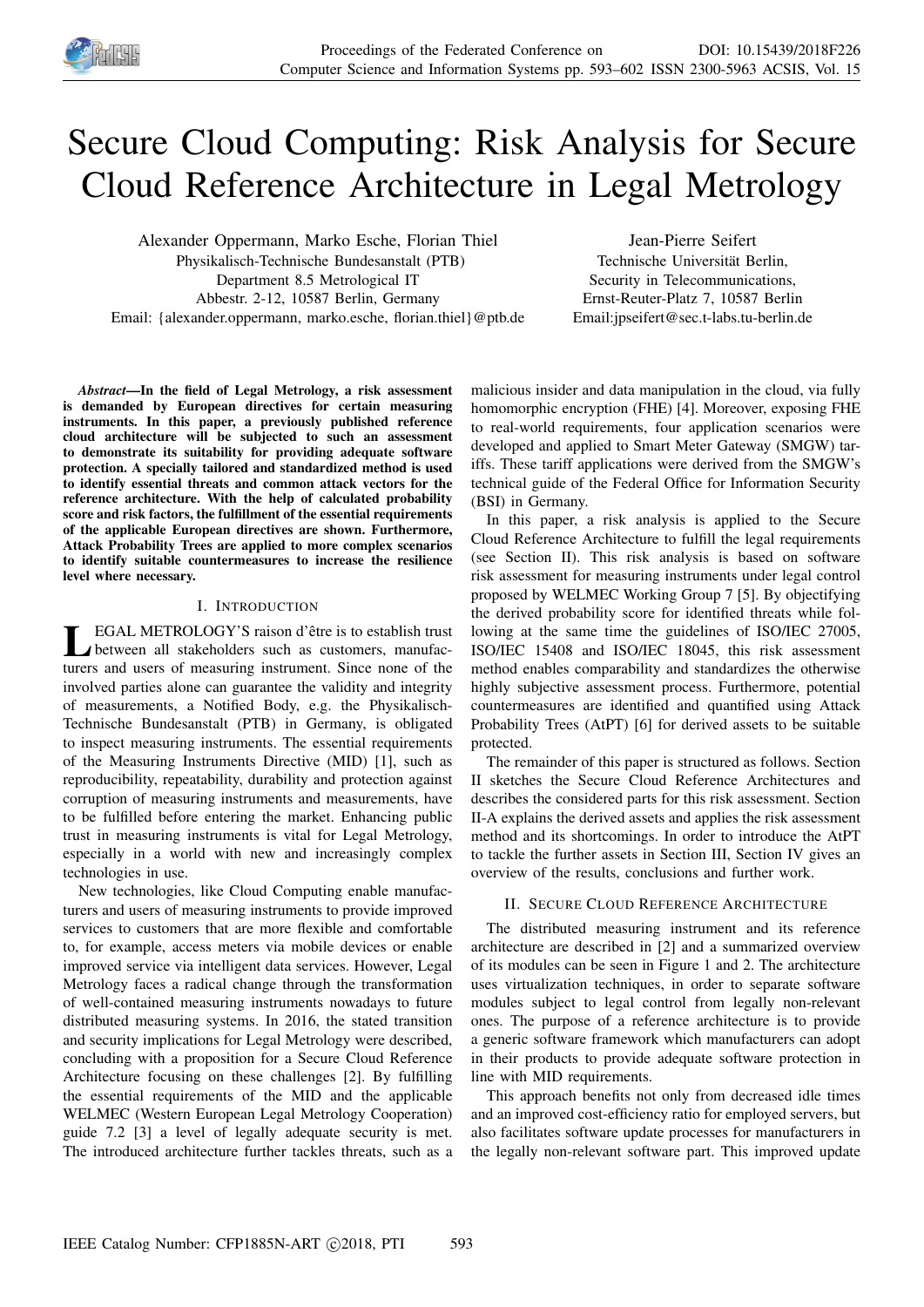# Secure Cloud Computing: Risk Analysis for Secure Cloud Reference Architecture in Legal Metrology

Alexander Oppermann, Marko Esche, Florian Thiel
Physikalisch-Technische Bundesanstalt (PTB)
Department 8.5 Metrological IT
Abbestr. 2-12, 10587 Berlin, Germany
Email: {alexander.oppermann, marko.esche, florian.thiel}@ptb.de

Jean-Pierre Seifert
Technische Universität Berlin,
Security in Telecommunications,
Ernst-Reuter-Platz 7, 10587 Berlin
Email:jpseifert@sec.t-labs.tu-berlin.de

***Abstract*—In the field of Legal Metrology, a risk assessment is demanded by European directives for certain measuring instruments. In this paper, a previously published reference cloud architecture will be subjected to such an assessment to demonstrate its suitability for providing adequate software protection. A specially tailored and standardized method is used to identify essential threats and common attack vectors for the reference architecture. With the help of calculated probability score and risk factors, the fulfillment of the essential requirements of the applicable European directives are shown. Furthermore, Attack Probability Trees are applied to more complex scenarios to identify suitable countermeasures to increase the resilience level where necessary.**

## I. Introduction

LEGAL METROLOGY'S raison d'être is to establish trust between all stakeholders such as customers, manufacturers and users of measuring instrument. Since none of the involved parties alone can guarantee the validity and integrity of measurements, a Notified Body, e.g. the Physikalisch-Technische Bundesanstalt (PTB) in Germany, is obligated to inspect measuring instruments. The essential requirements of the Measuring Instruments Directive (MID) [1], such as reproducibility, repeatability, durability and protection against corruption of measuring instruments and measurements, have to be fulfilled before entering the market. Enhancing public trust in measuring instruments is vital for Legal Metrology, especially in a world with new and increasingly complex technologies in use.

New technologies, like Cloud Computing enable manufacturers and users of measuring instruments to provide improved services to customers that are more flexible and comfortable to, for example, access meters via mobile devices or enable improved service via intelligent data services. However, Legal Metrology faces a radical change through the transformation of well-contained measuring instruments nowadays to future distributed measuring systems. In 2016, the stated transition and security implications for Legal Metrology were described, concluding with a proposition for a Secure Cloud Reference Architecture focusing on these challenges [2]. By fulfilling the essential requirements of the MID and the applicable WELMEC (Western European Legal Metrology Cooperation) guide 7.2 [3] a level of legally adequate security is met. The introduced architecture further tackles threats, such as a malicious insider and data manipulation in the cloud, via fully homomorphic encryption (FHE) [4]. Moreover, exposing FHE to real-world requirements, four application scenarios were developed and applied to Smart Meter Gateway (SMGW) tariffs. These tariff applications were derived from the SMGW's technical guide of the Federal Office for Information Security (BSI) in Germany.

In this paper, a risk analysis is applied to the Secure Cloud Reference Architecture to fulfill the legal requirements (see Section II). This risk analysis is based on software risk assessment for measuring instruments under legal control proposed by WELMEC Working Group 7 [5]. By objectifying the derived probability score for identified threats while following at the same time the guidelines of ISO/IEC 27005, ISO/IEC 15408 and ISO/IEC 18045, this risk assessment method enables comparability and standardizes the otherwise highly subjective assessment process. Furthermore, potential countermeasures are identified and quantified using Attack Probability Trees (AtPT) [6] for derived assets to be suitable protected.

The remainder of this paper is structured as follows. Section II sketches the Secure Cloud Reference Architectures and describes the considered parts for this risk assessment. Section II-A explains the derived assets and applies the risk assessment method and its shortcomings. In order to introduce the AtPT to tackle the further assets in Section III, Section IV gives an overview of the results, conclusions and further work.

## II. Secure Cloud Reference Architecture

The distributed measuring instrument and its reference architecture are described in [2] and a summarized overview of its modules can be seen in Figure 1 and 2. The architecture uses virtualization techniques, in order to separate software modules subject to legal control from legally non-relevant ones. The purpose of a reference architecture is to provide a generic software framework which manufacturers can adopt in their products to provide adequate software protection in line with MID requirements.

This approach benefits not only from decreased idle times and an improved cost-efficiency ratio for employed servers, but also facilitates software update processes for manufacturers in the legally non-relevant software part. This improved update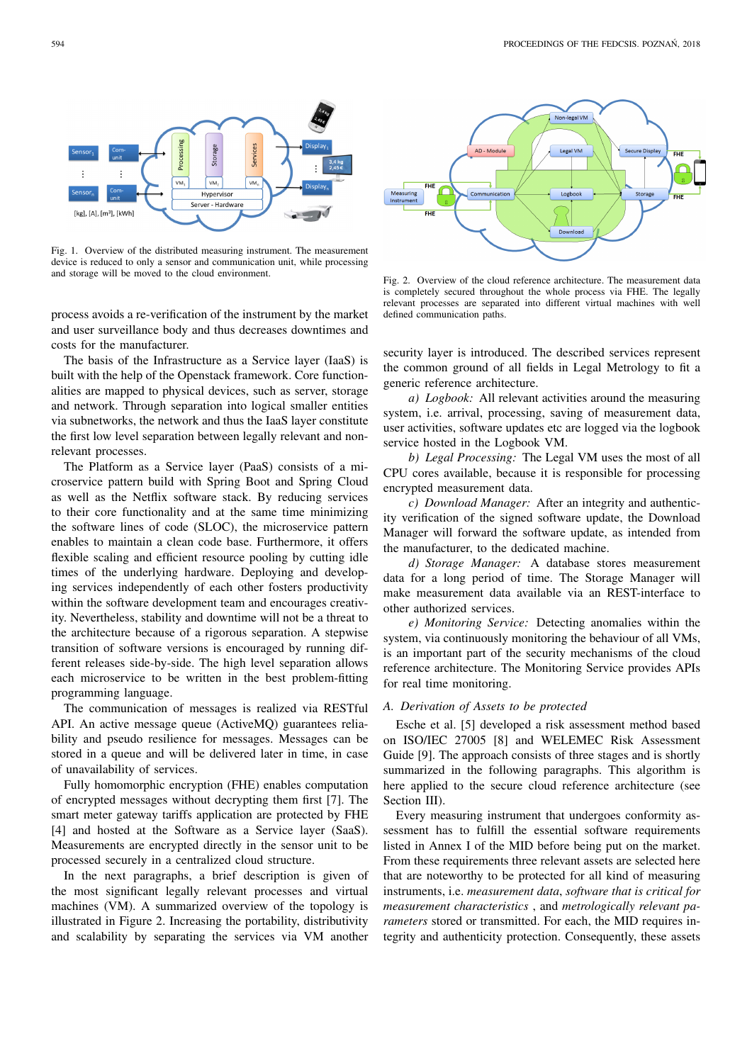Fig. 1. Overview of the distributed measuring instrument. The measurement device is reduced to only a sensor and communication unit, while processing and storage will be moved to the cloud environment.

Fig. 2. Overview of the cloud reference architecture. The measurement data is completely secured throughout the whole process via FHE. The legally relevant processes are separated into different virtual machines with well defined communication paths.

process avoids a re-verification of the instrument by the market and user surveillance body and thus decreases downtimes and costs for the manufacturer.

The basis of the Infrastructure as a Service layer (IaaS) is built with the help of the Openstack framework. Core functionalities are mapped to physical devices, such as server, storage and network. Through separation into logical smaller entities via subnetworks, the network and thus the IaaS layer constitute the first low level separation between legally relevant and non-relevant processes.

The Platform as a Service layer (PaaS) consists of a microservice pattern build with Spring Boot and Spring Cloud as well as the Netflix software stack. By reducing services to their core functionality and at the same time minimizing the software lines of code (SLOC), the microservice pattern enables to maintain a clean code base. Furthermore, it offers flexible scaling and efficient resource pooling by cutting idle times of the underlying hardware. Deploying and developing services independently of each other fosters productivity within the software development team and encourages creativity. Nevertheless, stability and downtime will not be a threat to the architecture because of a rigorous separation. A stepwise transition of software versions is encouraged by running different releases side-by-side. The high level separation allows each microservice to be written in the best problem-fitting programming language.

The communication of messages is realized via RESTful API. An active message queue (ActiveMQ) guarantees reliability and pseudo resilience for messages. Messages can be stored in a queue and will be delivered later in time, in case of unavailability of services.

Fully homomorphic encryption (FHE) enables computation of encrypted messages without decrypting them first [7]. The smart meter gateway tariffs application are protected by FHE [4] and hosted at the Software as a Service layer (SaaS). Measurements are encrypted directly in the sensor unit to be processed securely in a centralized cloud structure.

In the next paragraphs, a brief description is given of the most significant legally relevant processes and virtual machines (VM). A summarized overview of the topology is illustrated in Figure 2. Increasing the portability, distributivity and scalability by separating the services via VM another security layer is introduced. The described services represent the common ground of all fields in Legal Metrology to fit a generic reference architecture.

*a) Logbook:* All relevant activities around the measuring system, i.e. arrival, processing, saving of measurement data, user activities, software updates etc are logged via the logbook service hosted in the Logbook VM.

*b) Legal Processing:* The Legal VM uses the most of all CPU cores available, because it is responsible for processing encrypted measurement data.

*c) Download Manager:* After an integrity and authenticity verification of the signed software update, the Download Manager will forward the software update, as intended from the manufacturer, to the dedicated machine.

*d) Storage Manager:* A database stores measurement data for a long period of time. The Storage Manager will make measurement data available via an REST-interface to other authorized services.

*e) Monitoring Service:* Detecting anomalies within the system, via continuously monitoring the behaviour of all VMs, is an important part of the security mechanisms of the cloud reference architecture. The Monitoring Service provides APIs for real time monitoring.

### A. Derivation of Assets to be protected

Esche et al. [5] developed a risk assessment method based on ISO/IEC 27005 [8] and WELEMEC Risk Assessment Guide [9]. The approach consists of three stages and is shortly summarized in the following paragraphs. This algorithm is here applied to the secure cloud reference architecture (see Section III).

Every measuring instrument that undergoes conformity assessment has to fulfill the essential software requirements listed in Annex I of the MID before being put on the market. From these requirements three relevant assets are selected here that are noteworthy to be protected for all kind of measuring instruments, i.e. *measurement data*, *software that is critical for measurement characteristics* , and *metrologically relevant parameters* stored or transmitted. For each, the MID requires integrity and authenticity protection. Consequently, these assets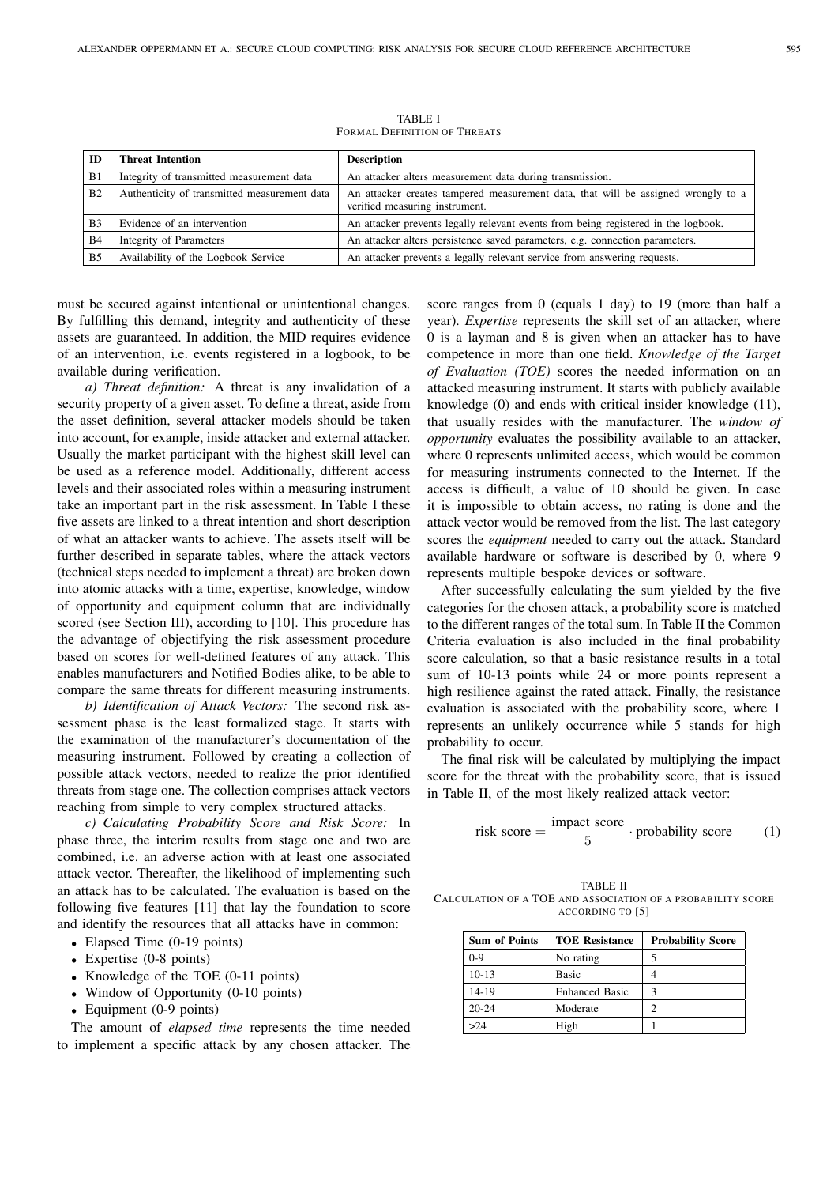TABLE I
FORMAL DEFINITION OF THREATS

| ID | Threat Intention | Description |
|---|---|---|
| B1 | Integrity of transmitted measurement data | An attacker alters measurement data during transmission. |
| B2 | Authenticity of transmitted measurement data | An attacker creates tampered measurement data, that will be assigned wrongly to a verified measuring instrument. |
| B3 | Evidence of an intervention | An attacker prevents legally relevant events from being registered in the logbook. |
| B4 | Integrity of Parameters | An attacker alters persistence saved parameters, e.g. connection parameters. |
| B5 | Availability of the Logbook Service | An attacker prevents a legally relevant service from answering requests. |

must be secured against intentional or unintentional changes. By fulfilling this demand, integrity and authenticity of these assets are guaranteed. In addition, the MID requires evidence of an intervention, i.e. events registered in a logbook, to be available during verification.

*a) Threat definition:* A threat is any invalidation of a security property of a given asset. To define a threat, aside from the asset definition, several attacker models should be taken into account, for example, inside attacker and external attacker. Usually the market participant with the highest skill level can be used as a reference model. Additionally, different access levels and their associated roles within a measuring instrument take an important part in the risk assessment. In Table I these five assets are linked to a threat intention and short description of what an attacker wants to achieve. The assets itself will be further described in separate tables, where the attack vectors (technical steps needed to implement a threat) are broken down into atomic attacks with a time, expertise, knowledge, window of opportunity and equipment column that are individually scored (see Section III), according to [10]. This procedure has the advantage of objectifying the risk assessment procedure based on scores for well-defined features of any attack. This enables manufacturers and Notified Bodies alike, to be able to compare the same threats for different measuring instruments.

*b) Identification of Attack Vectors:* The second risk assessment phase is the least formalized stage. It starts with the examination of the manufacturer's documentation of the measuring instrument. Followed by creating a collection of possible attack vectors, needed to realize the prior identified threats from stage one. The collection comprises attack vectors reaching from simple to very complex structured attacks.

*c) Calculating Probability Score and Risk Score:* In phase three, the interim results from stage one and two are combined, i.e. an adverse action with at least one associated attack vector. Thereafter, the likelihood of implementing such an attack has to be calculated. The evaluation is based on the following five features [11] that lay the foundation to score and identify the resources that all attacks have in common:

- Elapsed Time (0-19 points)
- Expertise (0-8 points)
- Knowledge of the TOE (0-11 points)
- Window of Opportunity (0-10 points)
- Equipment (0-9 points)

The amount of *elapsed time* represents the time needed to implement a specific attack by any chosen attacker. The score ranges from 0 (equals 1 day) to 19 (more than half a year). *Expertise* represents the skill set of an attacker, where 0 is a layman and 8 is given when an attacker has to have competence in more than one field. *Knowledge of the Target of Evaluation (TOE)* scores the needed information on an attacked measuring instrument. It starts with publicly available knowledge (0) and ends with critical insider knowledge (11), that usually resides with the manufacturer. The *window of opportunity* evaluates the possibility available to an attacker, where 0 represents unlimited access, which would be common for measuring instruments connected to the Internet. If the access is difficult, a value of 10 should be given. In case it is impossible to obtain access, no rating is done and the attack vector would be removed from the list. The last category scores the *equipment* needed to carry out the attack. Standard available hardware or software is described by 0, where 9 represents multiple bespoke devices or software.

After successfully calculating the sum yielded by the five categories for the chosen attack, a probability score is matched to the different ranges of the total sum. In Table II the Common Criteria evaluation is also included in the final probability score calculation, so that a basic resistance results in a total sum of 10-13 points while 24 or more points represent a high resilience against the rated attack. Finally, the resistance evaluation is associated with the probability score, where 1 represents an unlikely occurrence while 5 stands for high probability to occur.

The final risk will be calculated by multiplying the impact score for the threat with the probability score, that is issued in Table II, of the most likely realized attack vector:

$$\text{risk score} = \frac{\text{impact score}}{5} \cdot \text{probability score} \tag{1}$$

TABLE II
CALCULATION OF A TOE AND ASSOCIATION OF A PROBABILITY SCORE ACCORDING TO [5]

| Sum of Points | TOE Resistance | Probability Score |
|---|---|---|
| 0-9 | No rating | 5 |
| 10-13 | Basic | 4 |
| 14-19 | Enhanced Basic | 3 |
| 20-24 | Moderate | 2 |
| >24 | High | 1 |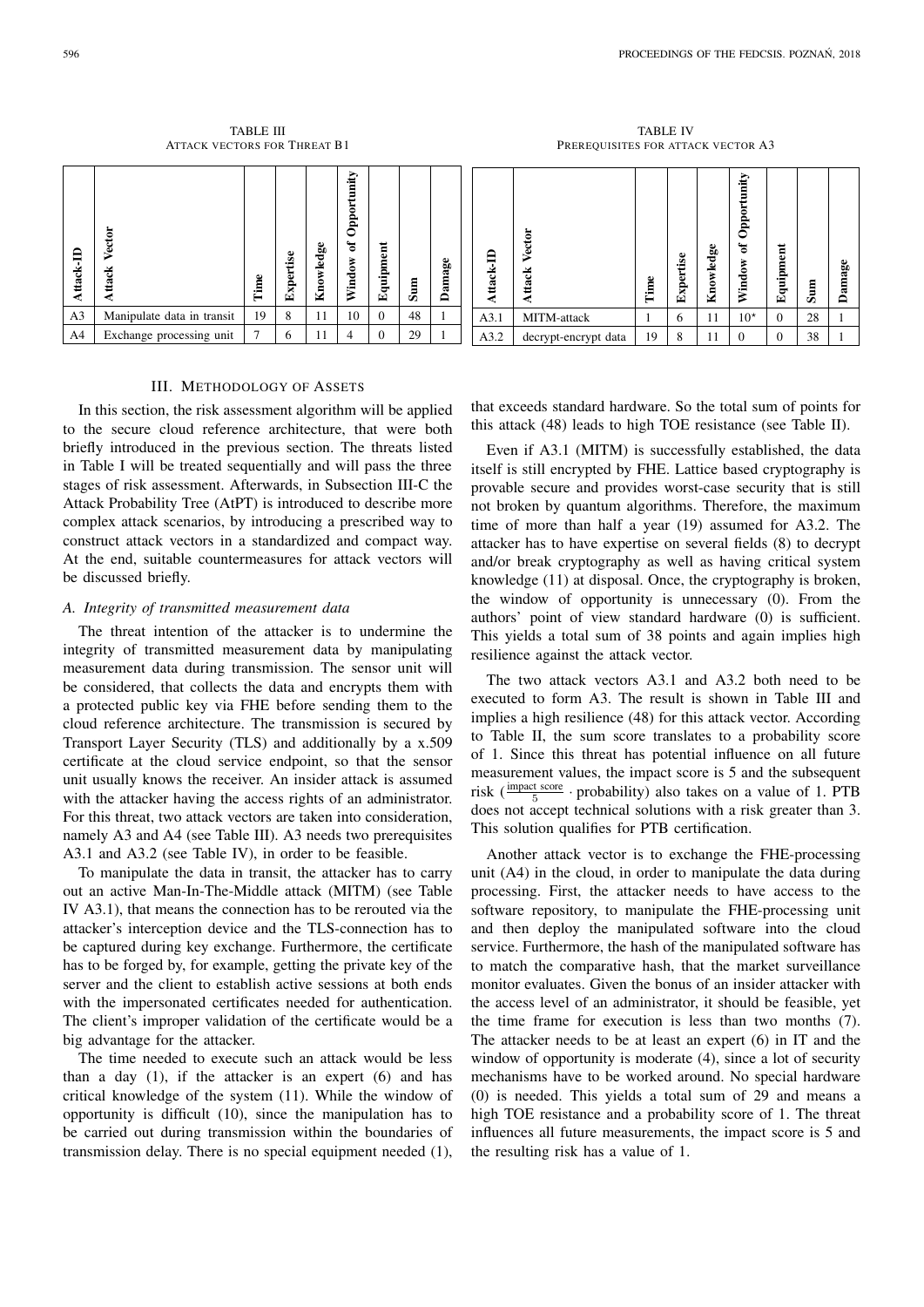TABLE III
ATTACK VECTORS FOR THREAT B1

| Attack-ID | Attack Vector | Time | Expertise | Knowledge | Window of Opportunity | Equipment | Sum | Damage |
|---|---|---|---|---|---|---|---|---|
| A3 | Manipulate data in transit | 19 | 8 | 11 | 10 | 0 | 48 | 1 |
| A4 | Exchange processing unit | 7 | 6 | 11 | 4 | 0 | 29 | 1 |

TABLE IV
PREREQUISITES FOR ATTACK VECTOR A3

| Attack-ID | Attack Vector | Time | Expertise | Knowledge | Window of Opportunity | Equipment | Sum | Damage |
|---|---|---|---|---|---|---|---|---|
| A3.1 | MITM-attack | 1 | 6 | 11 | 10* | 0 | 28 | 1 |
| A3.2 | decrypt-encrypt data | 19 | 8 | 11 | 0 | 0 | 38 | 1 |

## III. METHODOLOGY OF ASSETS

In this section, the risk assessment algorithm will be applied to the secure cloud reference architecture, that were both briefly introduced in the previous section. The threats listed in Table I will be treated sequentially and will pass the three stages of risk assessment. Afterwards, in Subsection III-C the Attack Probability Tree (AtPT) is introduced to describe more complex attack scenarios, by introducing a prescribed way to construct attack vectors in a standardized and compact way. At the end, suitable countermeasures for attack vectors will be discussed briefly.

### *A. Integrity of transmitted measurement data*

The threat intention of the attacker is to undermine the integrity of transmitted measurement data by manipulating measurement data during transmission. The sensor unit will be considered, that collects the data and encrypts them with a protected public key via FHE before sending them to the cloud reference architecture. The transmission is secured by Transport Layer Security (TLS) and additionally by a x.509 certificate at the cloud service endpoint, so that the sensor unit usually knows the receiver. An insider attack is assumed with the attacker having the access rights of an administrator. For this threat, two attack vectors are taken into consideration, namely A3 and A4 (see Table III). A3 needs two prerequisites A3.1 and A3.2 (see Table IV), in order to be feasible.

To manipulate the data in transit, the attacker has to carry out an active Man-In-The-Middle attack (MITM) (see Table IV A3.1), that means the connection has to be rerouted via the attacker's interception device and the TLS-connection has to be captured during key exchange. Furthermore, the certificate has to be forged by, for example, getting the private key of the server and the client to establish active sessions at both ends with the impersonated certificates needed for authentication. The client's improper validation of the certificate would be a big advantage for the attacker.

The time needed to execute such an attack would be less than a day (1), if the attacker is an expert (6) and has critical knowledge of the system (11). While the window of opportunity is difficult (10), since the manipulation has to be carried out during transmission within the boundaries of transmission delay. There is no special equipment needed (1), that exceeds standard hardware. So the total sum of points for this attack (48) leads to high TOE resistance (see Table II).

Even if A3.1 (MITM) is successfully established, the data itself is still encrypted by FHE. Lattice based cryptography is provable secure and provides worst-case security that is still not broken by quantum algorithms. Therefore, the maximum time of more than half a year (19) assumed for A3.2. The attacker has to have expertise on several fields (8) to decrypt and/or break cryptography as well as having critical system knowledge (11) at disposal. Once, the cryptography is broken, the window of opportunity is unnecessary (0). From the authors' point of view standard hardware (0) is sufficient. This yields a total sum of 38 points and again implies high resilience against the attack vector.

The two attack vectors A3.1 and A3.2 both need to be executed to form A3. The result is shown in Table III and implies a high resilience (48) for this attack vector. According to Table II, the sum score translates to a probability score of 1. Since this threat has potential influence on all future measurement values, the impact score is 5 and the subsequent risk ($\frac{\text{impact score}}{5} \cdot \text{probability}$) also takes on a value of 1. PTB does not accept technical solutions with a risk greater than 3. This solution qualifies for PTB certification.

Another attack vector is to exchange the FHE-processing unit (A4) in the cloud, in order to manipulate the data during processing. First, the attacker needs to have access to the software repository, to manipulate the FHE-processing unit and then deploy the manipulated software into the cloud service. Furthermore, the hash of the manipulated software has to match the comparative hash, that the market surveillance monitor evaluates. Given the bonus of an insider attacker with the access level of an administrator, it should be feasible, yet the time frame for execution is less than two months (7). The attacker needs to be at least an expert (6) in IT and the window of opportunity is moderate (4), since a lot of security mechanisms have to be worked around. No special hardware (0) is needed. This yields a total sum of 29 and means a high TOE resistance and a probability score of 1. The threat influences all future measurements, the impact score is 5 and the resulting risk has a value of 1.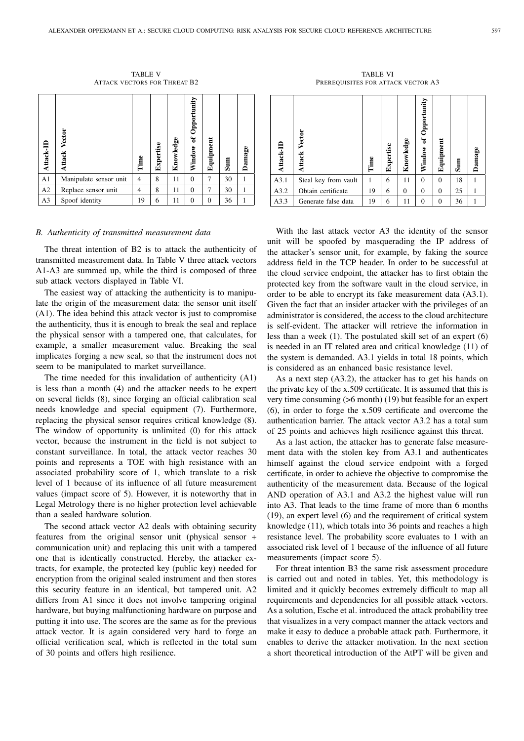TABLE V
ATTACK VECTORS FOR THREAT B2

| Attack-ID | Attack Vector | Time | Expertise | Knowledge | Window of Opportunity | Equipment | Sum | Damage |
|---|---|---|---|---|---|---|---|---|
| A1 | Manipulate sensor unit | 4 | 8 | 11 | 0 | 7 | 30 | 1 |
| A2 | Replace sensor unit | 4 | 8 | 11 | 0 | 7 | 30 | 1 |
| A3 | Spoof identity | 19 | 6 | 11 | 0 | 0 | 36 | 1 |

### B. Authenticity of transmitted measurement data

The threat intention of B2 is to attack the authenticity of transmitted measurement data. In Table V three attack vectors A1-A3 are summed up, while the third is composed of three sub attack vectors displayed in Table VI.

The easiest way of attacking the authenticity is to manipulate the origin of the measurement data: the sensor unit itself (A1). The idea behind this attack vector is just to compromise the authenticity, thus it is enough to break the seal and replace the physical sensor with a tampered one, that calculates, for example, a smaller measurement value. Breaking the seal implicates forging a new seal, so that the instrument does not seem to be manipulated to market surveillance.

The time needed for this invalidation of authenticity (A1) is less than a month (4) and the attacker needs to be expert on several fields (8), since forging an official calibration seal needs knowledge and special equipment (7). Furthermore, replacing the physical sensor requires critical knowledge (8). The window of opportunity is unlimited (0) for this attack vector, because the instrument in the field is not subject to constant surveillance. In total, the attack vector reaches 30 points and represents a TOE with high resistance with an associated probability score of 1, which translate to a risk level of 1 because of its influence of all future measurement values (impact score of 5). However, it is noteworthy that in Legal Metrology there is no higher protection level achievable than a sealed hardware solution.

The second attack vector A2 deals with obtaining security features from the original sensor unit (physical sensor + communication unit) and replacing this unit with a tampered one that is identically constructed. Hereby, the attacker extracts, for example, the protected key (public key) needed for encryption from the original sealed instrument and then stores this security feature in an identical, but tampered unit. A2 differs from A1 since it does not involve tampering original hardware, but buying malfunctioning hardware on purpose and putting it into use. The scores are the same as for the previous attack vector. It is again considered very hard to forge an official verification seal, which is reflected in the total sum of 30 points and offers high resilience.

TABLE VI
PREREQUISITES FOR ATTACK VECTOR A3

| Attack-ID | Attack Vector | Time | Expertise | Knowledge | Window of Opportunity | Equipment | Sum | Damage |
|---|---|---|---|---|---|---|---|---|
| A3.1 | Steal key from vault | 1 | 6 | 11 | 0 | 0 | 18 | 1 |
| A3.2 | Obtain certificate | 19 | 6 | 0 | 0 | 0 | 25 | 1 |
| A3.3 | Generate false data | 19 | 6 | 11 | 0 | 0 | 36 | 1 |

With the last attack vector A3 the identity of the sensor unit will be spoofed by masquerading the IP address of the attacker's sensor unit, for example, by faking the source address field in the TCP header. In order to be successful at the cloud service endpoint, the attacker has to first obtain the protected key from the software vault in the cloud service, in order to be able to encrypt its fake measurement data (A3.1). Given the fact that an insider attacker with the privileges of an administrator is considered, the access to the cloud architecture is self-evident. The attacker will retrieve the information in less than a week (1). The postulated skill set of an expert (6) is needed in an IT related area and critical knowledge (11) of the system is demanded. A3.1 yields in total 18 points, which is considered as an enhanced basic resistance level.

As a next step (A3.2), the attacker has to get his hands on the private key of the x.509 certificate. It is assumed that this is very time consuming (>6 month) (19) but feasible for an expert (6), in order to forge the x.509 certificate and overcome the authentication barrier. The attack vector A3.2 has a total sum of 25 points and achieves high resilience against this threat.

As a last action, the attacker has to generate false measurement data with the stolen key from A3.1 and authenticates himself against the cloud service endpoint with a forged certificate, in order to achieve the objective to compromise the authenticity of the measurement data. Because of the logical AND operation of A3.1 and A3.2 the highest value will run into A3. That leads to the time frame of more than 6 months (19), an expert level (6) and the requirement of critical system knowledge (11), which totals into 36 points and reaches a high resistance level. The probability score evaluates to 1 with an associated risk level of 1 because of the influence of all future measurements (impact score 5).

For threat intention B3 the same risk assessment procedure is carried out and noted in tables. Yet, this methodology is limited and it quickly becomes extremely difficult to map all requirements and dependencies for all possible attack vectors. As a solution, Esche et al. introduced the attack probability tree that visualizes in a very compact manner the attack vectors and make it easy to deduce a probable attack path. Furthermore, it enables to derive the attacker motivation. In the next section a short theoretical introduction of the AtPT will be given and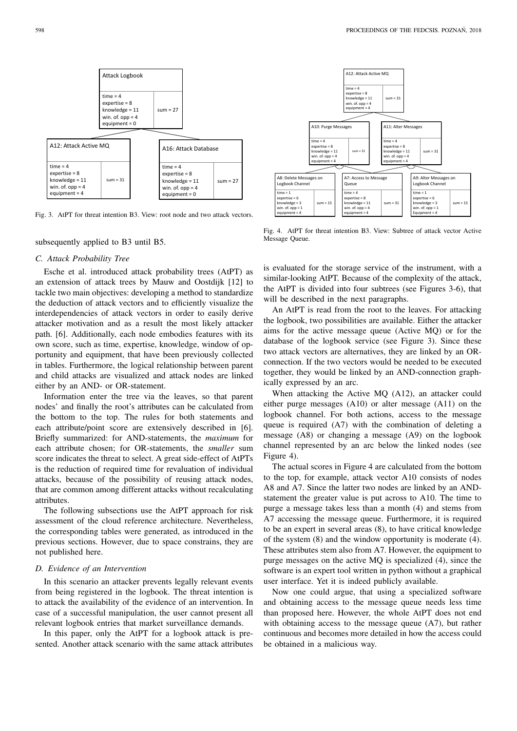Fig. 3. AtPT for threat intention B3. View: root node and two attack vectors.

Fig. 4. AtPT for threat intention B3. View: Subtree of attack vector Active Message Queue.

subsequently applied to B3 until B5.

### C. Attack Probability Tree

Esche et al. introduced attack probability trees (AtPT) as an extension of attack trees by Mauw and Oostdijk [12] to tackle two main objectives: developing a method to standardize the deduction of attack vectors and to efficiently visualize the interdependencies of attack vectors in order to easily derive attacker motivation and as a result the most likely attacker path. [6]. Additionally, each node embodies features with its own score, such as time, expertise, knowledge, window of opportunity and equipment, that have been previously collected in tables. Furthermore, the logical relationship between parent and child attacks are visualized and attack nodes are linked either by an AND- or OR-statement.

Information enter the tree via the leaves, so that parent nodes' and finally the root's attributes can be calculated from the bottom to the top. The rules for both statements and each attribute/point score are extensively described in [6]. Briefly summarized: for AND-statements, the *maximum* for each attribute chosen; for OR-statements, the *smaller* sum score indicates the threat to select. A great side-effect of AtPTs is the reduction of required time for revaluation of individual attacks, because of the possibility of reusing attack nodes, that are common among different attacks without recalculating attributes.

The following subsections use the AtPT approach for risk assessment of the cloud reference architecture. Nevertheless, the corresponding tables were generated, as introduced in the previous sections. However, due to space constrains, they are not published here.

### D. Evidence of an Intervention

In this scenario an attacker prevents legally relevant events from being registered in the logbook. The threat intention is to attack the availability of the evidence of an intervention. In case of a successful manipulation, the user cannot present all relevant logbook entries that market surveillance demands.

In this paper, only the AtPT for a logbook attack is presented. Another attack scenario with the same attack attributes is evaluated for the storage service of the instrument, with a similar-looking AtPT. Because of the complexity of the attack, the AtPT is divided into four subtrees (see Figures 3-6), that will be described in the next paragraphs.

An AtPT is read from the root to the leaves. For attacking the logbook, two possibilities are available. Either the attacker aims for the active message queue (Active MQ) or for the database of the logbook service (see Figure 3). Since these two attack vectors are alternatives, they are linked by an OR-connection. If the two vectors would be needed to be executed together, they would be linked by an AND-connection graphically expressed by an arc.

When attacking the Active MQ (A12), an attacker could either purge messages (A10) or alter message (A11) on the logbook channel. For both actions, access to the message queue is required (A7) with the combination of deleting a message (A8) or changing a message (A9) on the logbook channel represented by an arc below the linked nodes (see Figure 4).

The actual scores in Figure 4 are calculated from the bottom to the top, for example, attack vector A10 consists of nodes A8 and A7. Since the latter two nodes are linked by an AND-statement the greater value is put across to A10. The time to purge a message takes less than a month (4) and stems from A7 accessing the message queue. Furthermore, it is required to be an expert in several areas (8), to have critical knowledge of the system (8) and the window opportunity is moderate (4). These attributes stem also from A7. However, the equipment to purge messages on the active MQ is specialized (4), since the software is an expert tool written in python without a graphical user interface. Yet it is indeed publicly available.

Now one could argue, that using a specialized software and obtaining access to the message queue needs less time than proposed here. However, the whole AtPT does not end with obtaining access to the message queue (A7), but rather continuous and becomes more detailed in how the access could be obtained in a malicious way.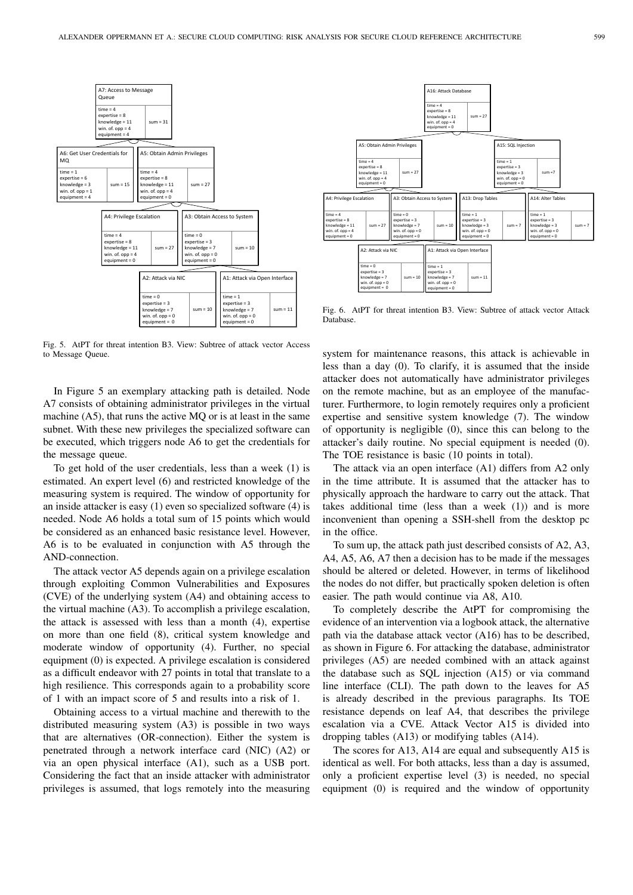Fig. 5. AtPT for threat intention B3. View: Subtree of attack vector Access to Message Queue.

Fig. 6. AtPT for threat intention B3. View: Subtree of attack vector Attack Database.

In Figure 5 an exemplary attacking path is detailed. Node A7 consists of obtaining administrator privileges in the virtual machine (A5), that runs the active MQ or is at least in the same subnet. With these new privileges the specialized software can be executed, which triggers node A6 to get the credentials for the message queue.

To get hold of the user credentials, less than a week (1) is estimated. An expert level (6) and restricted knowledge of the measuring system is required. The window of opportunity for an inside attacker is easy (1) even so specialized software (4) is needed. Node A6 holds a total sum of 15 points which would be considered as an enhanced basic resistance level. However, A6 is to be evaluated in conjunction with A5 through the AND-connection.

The attack vector A5 depends again on a privilege escalation through exploiting Common Vulnerabilities and Exposures (CVE) of the underlying system (A4) and obtaining access to the virtual machine (A3). To accomplish a privilege escalation, the attack is assessed with less than a month (4), expertise on more than one field (8), critical system knowledge and moderate window of opportunity (4). Further, no special equipment (0) is expected. A privilege escalation is considered as a difficult endeavor with 27 points in total that translate to a high resilience. This corresponds again to a probability score of 1 with an impact score of 5 and results into a risk of 1.

Obtaining access to a virtual machine and therewith to the distributed measuring system (A3) is possible in two ways that are alternatives (OR-connection). Either the system is penetrated through a network interface card (NIC) (A2) or via an open physical interface (A1), such as a USB port. Considering the fact that an inside attacker with administrator privileges is assumed, that logs remotely into the measuring system for maintenance reasons, this attack is achievable in less than a day (0). To clarify, it is assumed that the inside attacker does not automatically have administrator privileges on the remote machine, but as an employee of the manufacturer. Furthermore, to login remotely requires only a proficient expertise and sensitive system knowledge (7). The window of opportunity is negligible (0), since this can belong to the attacker's daily routine. No special equipment is needed (0). The TOE resistance is basic (10 points in total).

The attack via an open interface (A1) differs from A2 only in the time attribute. It is assumed that the attacker has to physically approach the hardware to carry out the attack. That takes additional time (less than a week (1)) and is more inconvenient than opening a SSH-shell from the desktop pc in the office.

To sum up, the attack path just described consists of A2, A3, A4, A5, A6, A7 then a decision has to be made if the messages should be altered or deleted. However, in terms of likelihood the nodes do not differ, but practically spoken deletion is often easier. The path would continue via A8, A10.

To completely describe the AtPT for compromising the evidence of an intervention via a logbook attack, the alternative path via the database attack vector (A16) has to be described, as shown in Figure 6. For attacking the database, administrator privileges (A5) are needed combined with an attack against the database such as SQL injection (A15) or via command line interface (CLI). The path down to the leaves for A5 is already described in the previous paragraphs. Its TOE resistance depends on leaf A4, that describes the privilege escalation via a CVE. Attack Vector A15 is divided into dropping tables (A13) or modifying tables (A14).

The scores for A13, A14 are equal and subsequently A15 is identical as well. For both attacks, less than a day is assumed, only a proficient expertise level (3) is needed, no special equipment (0) is required and the window of opportunity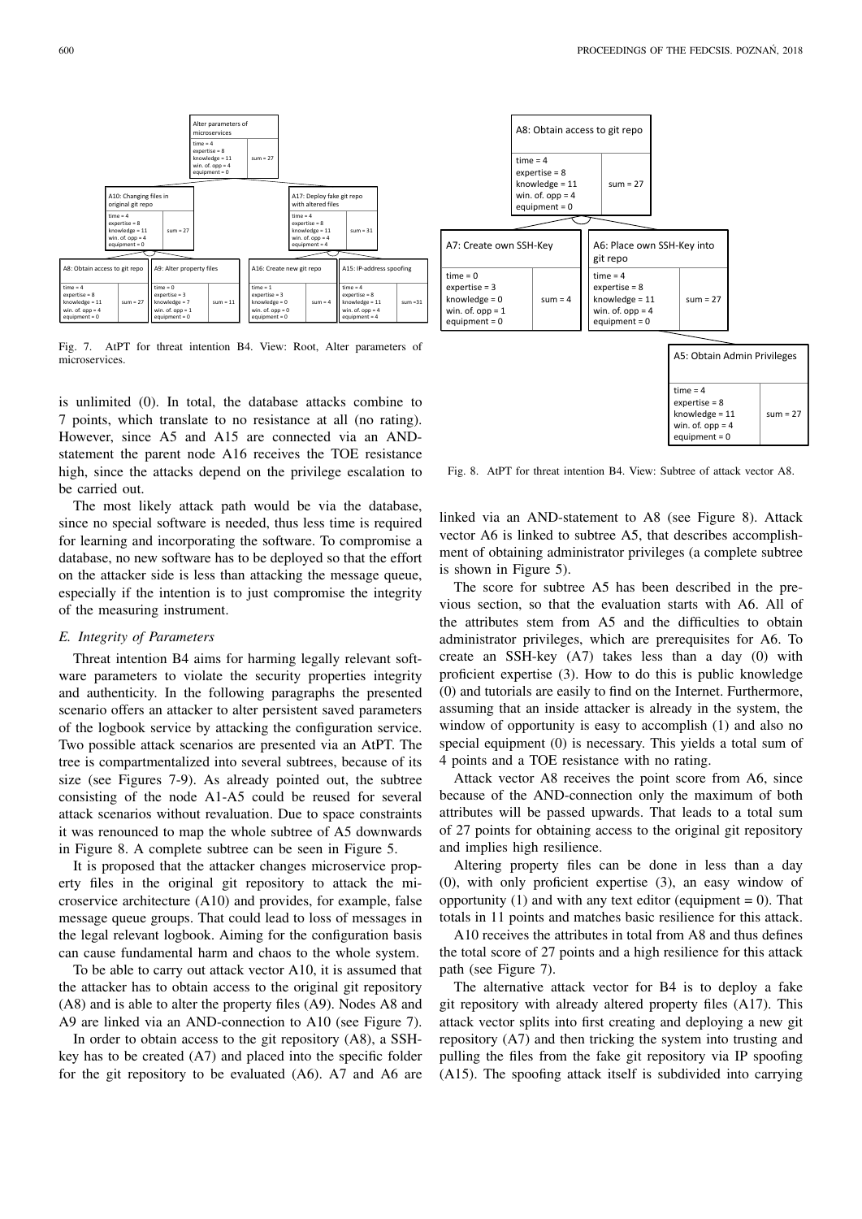Fig. 7. AtPT for threat intention B4. View: Root, Alter parameters of microservices.

is unlimited (0). In total, the database attacks combine to 7 points, which translate to no resistance at all (no rating). However, since A5 and A15 are connected via an AND-statement the parent node A16 receives the TOE resistance high, since the attacks depend on the privilege escalation to be carried out.

The most likely attack path would be via the database, since no special software is needed, thus less time is required for learning and incorporating the software. To compromise a database, no new software has to be deployed so that the effort on the attacker side is less than attacking the message queue, especially if the intention is to just compromise the integrity of the measuring instrument.

### *E. Integrity of Parameters*

Threat intention B4 aims for harming legally relevant software parameters to violate the security properties integrity and authenticity. In the following paragraphs the presented scenario offers an attacker to alter persistent saved parameters of the logbook service by attacking the configuration service. Two possible attack scenarios are presented via an AtPT. The tree is compartmentalized into several subtrees, because of its size (see Figures 7-9). As already pointed out, the subtree consisting of the node A1-A5 could be reused for several attack scenarios without revaluation. Due to space constraints it was renounced to map the whole subtree of A5 downwards in Figure 8. A complete subtree can be seen in Figure 5.

It is proposed that the attacker changes microservice property files in the original git repository to attack the microservice architecture (A10) and provides, for example, false message queue groups. That could lead to loss of messages in the legal relevant logbook. Aiming for the configuration basis can cause fundamental harm and chaos to the whole system.

To be able to carry out attack vector A10, it is assumed that the attacker has to obtain access to the original git repository (A8) and is able to alter the property files (A9). Nodes A8 and A9 are linked via an AND-connection to A10 (see Figure 7).

In order to obtain access to the git repository (A8), a SSH-key has to be created (A7) and placed into the specific folder for the git repository to be evaluated (A6). A7 and A6 are linked via an AND-statement to A8 (see Figure 8). Attack vector A6 is linked to subtree A5, that describes accomplishment of obtaining administrator privileges (a complete subtree is shown in Figure 5).

Fig. 8. AtPT for threat intention B4. View: Subtree of attack vector A8.

The score for subtree A5 has been described in the previous section, so that the evaluation starts with A6. All of the attributes stem from A5 and the difficulties to obtain administrator privileges, which are prerequisites for A6. To create an SSH-key (A7) takes less than a day (0) with proficient expertise (3). How to do this is public knowledge (0) and tutorials are easily to find on the Internet. Furthermore, assuming that an inside attacker is already in the system, the window of opportunity is easy to accomplish (1) and also no special equipment (0) is necessary. This yields a total sum of 4 points and a TOE resistance with no rating.

Attack vector A8 receives the point score from A6, since because of the AND-connection only the maximum of both attributes will be passed upwards. That leads to a total sum of 27 points for obtaining access to the original git repository and implies high resilience.

Altering property files can be done in less than a day (0), with only proficient expertise (3), an easy window of opportunity (1) and with any text editor (equipment = 0). That totals in 11 points and matches basic resilience for this attack.

A10 receives the attributes in total from A8 and thus defines the total score of 27 points and a high resilience for this attack path (see Figure 7).

The alternative attack vector for B4 is to deploy a fake git repository with already altered property files (A17). This attack vector splits into first creating and deploying a new git repository (A7) and then tricking the system into trusting and pulling the files from the fake git repository via IP spoofing (A15). The spoofing attack itself is subdivided into carrying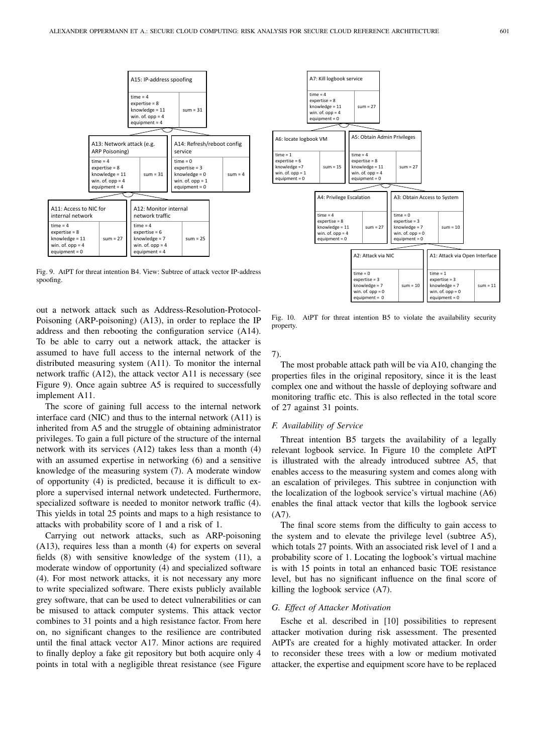A15: IP-address spoofing

| | |
|---|---|
| time = 4<br>expertise = 8<br>knowledge = 11<br>win. of. opp = 4<br>equipment = 4 | sum = 31 |

A13: Network attack (e.g. ARP Poisoning)

| | |
|---|---|
| time = 4<br>expertise = 8<br>knowledge = 11<br>win. of. opp = 4<br>equipment = 4 | sum = 31 |

A14: Refresh/reboot config service

| | |
|---|---|
| time = 0<br>expertise = 3<br>knowledge = 0<br>win. of. opp = 1<br>equipment = 0 | sum = 4 |

A11: Access to NIC for internal network

| | |
|---|---|
| time = 4<br>expertise = 8<br>knowledge = 11<br>win. of. opp = 4<br>equipment = 0 | sum = 27 |

A12: Monitor internal network traffic

| | |
|---|---|
| time = 4<br>expertise = 6<br>knowledge = 7<br>win. of. opp = 4<br>equipment = 4 | sum = 25 |

Fig. 9. AtPT for threat intention B4. View: Subtree of attack vector IP-address spoofing.

out a network attack such as Address-Resolution-Protocol-Poisoning (ARP-poisoning) (A13), in order to replace the IP address and then rebooting the configuration service (A14). To be able to carry out a network attack, the attacker is assumed to have full access to the internal network of the distributed measuring system (A11). To monitor the internal network traffic (A12), the attack vector A11 is necessary (see Figure 9). Once again subtree A5 is required to successfully implement A11.

The score of gaining full access to the internal network interface card (NIC) and thus to the internal network (A11) is inherited from A5 and the struggle of obtaining administrator privileges. To gain a full picture of the structure of the internal network with its services (A12) takes less than a month (4) with an assumed expertise in networking (6) and a sensitive knowledge of the measuring system (7). A moderate window of opportunity (4) is predicted, because it is difficult to explore a supervised internal network undetected. Furthermore, specialized software is needed to monitor network traffic (4). This yields in total 25 points and maps to a high resistance to attacks with probability score of 1 and a risk of 1.

Carrying out network attacks, such as ARP-poisoning (A13), requires less than a month (4) for experts on several fields (8) with sensitive knowledge of the system (11), a moderate window of opportunity (4) and specialized software (4). For most network attacks, it is not necessary any more to write specialized software. There exists publicly available grey software, that can be used to detect vulnerabilities or can be misused to attack computer systems. This attack vector combines to 31 points and a high resistance factor. From here on, no significant changes to the resilience are contributed until the final attack vector A17. Minor actions are required to finally deploy a fake git repository but both acquire only 4 points in total with a negligible threat resistance (see Figure 7).

A7: Kill logbook service

| | |
|---|---|
| time = 4<br>expertise = 8<br>knowledge = 11<br>win. of. opp = 4<br>equipment = 0 | sum = 27 |

A6: locate logbook VM

| | |
|---|---|
| time = 1<br>expertise = 6<br>knowledge =7<br>win. of. opp = 1<br>equipment = 0 | sum = 15 |

A5: Obtain Admin Privileges

| | |
|---|---|
| time = 4<br>expertise = 8<br>knowledge = 11<br>win. of. opp = 4<br>equipment = 0 | sum = 27 |

A4: Privilege Escalation

| | |
|---|---|
| time = 4<br>expertise = 8<br>knowledge = 11<br>win. of. opp = 4<br>equipment = 0 | sum = 27 |

A3: Obtain Access to System

| | |
|---|---|
| time = 0<br>expertise = 3<br>knowledge = 7<br>win. of. opp = 0<br>equipment = 0 | sum = 10 |

A2: Attack via NIC

| | |
|---|---|
| time = 0<br>expertise = 3<br>knowledge = 7<br>win. of. opp = 0<br>equipment = 0 | sum = 10 |

A1: Attack via Open Interface

| | |
|---|---|
| time = 1<br>expertise = 3<br>knowledge = 7<br>win. of. opp = 0<br>equipment = 0 | sum = 11 |

Fig. 10. AtPT for threat intention B5 to violate the availability security property.

The most probable attack path will be via A10, changing the properties files in the original repository, since it is the least complex one and without the hassle of deploying software and monitoring traffic etc. This is also reflected in the total score of 27 against 31 points.

### F. Availability of Service

Threat intention B5 targets the availability of a legally relevant logbook service. In Figure 10 the complete AtPT is illustrated with the already introduced subtree A5, that enables access to the measuring system and comes along with an escalation of privileges. This subtree in conjunction with the localization of the logbook service's virtual machine (A6) enables the final attack vector that kills the logbook service (A7).

The final score stems from the difficulty to gain access to the system and to elevate the privilege level (subtree A5), which totals 27 points. With an associated risk level of 1 and a probability score of 1. Locating the logbook's virtual machine is with 15 points in total an enhanced basic TOE resistance level, but has no significant influence on the final score of killing the logbook service (A7).

### G. Effect of Attacker Motivation

Esche et al. described in [10] possibilities to represent attacker motivation during risk assessment. The presented AtPTs are created for a highly motivated attacker. In order to reconsider these trees with a low or medium motivated attacker, the expertise and equipment score have to be replaced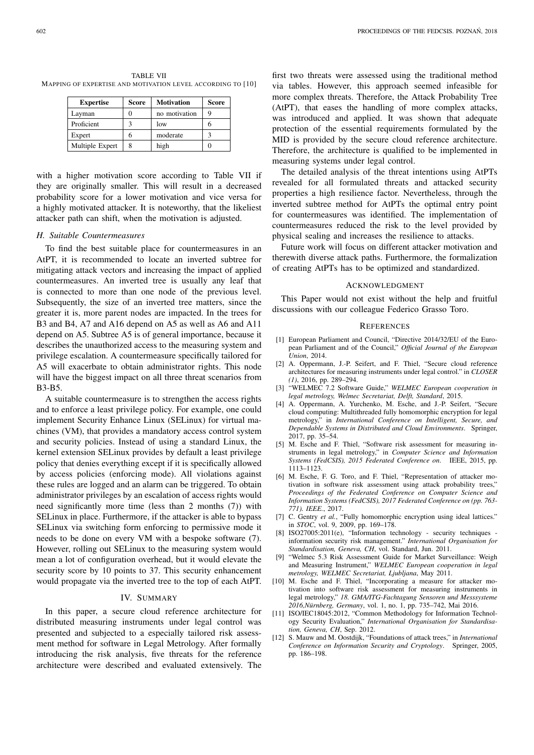TABLE VII
MAPPING OF EXPERTISE AND MOTIVATION LEVEL ACCORDING TO [10]

| Expertise | Score | Motivation | Score |
|---|---|---|---|
| Layman | 0 | no motivation | 9 |
| Proficient | 3 | low | 6 |
| Expert | 6 | moderate | 3 |
| Multiple Expert | 8 | high | 0 |

with a higher motivation score according to Table VII if they are originally smaller. This will result in a decreased probability score for a lower motivation and vice versa for a highly motivated attacker. It is noteworthy, that the likeliest attacker path can shift, when the motivation is adjusted.

### *H. Suitable Countermeasures*

To find the best suitable place for countermeasures in an AtPT, it is recommended to locate an inverted subtree for mitigating attack vectors and increasing the impact of applied countermeasures. An inverted tree is usually any leaf that is connected to more than one node of the previous level. Subsequently, the size of an inverted tree matters, since the greater it is, more parent nodes are impacted. In the trees for B3 and B4, A7 and A16 depend on A5 as well as A6 and A11 depend on A5. Subtree A5 is of general importance, because it describes the unauthorized access to the measuring system and privilege escalation. A countermeasure specifically tailored for A5 will exacerbate to obtain administrator rights. This node will have the biggest impact on all three threat scenarios from B3-B5.

A suitable countermeasure is to strengthen the access rights and to enforce a least privilege policy. For example, one could implement Security Enhance Linux (SELinux) for virtual machines (VM), that provides a mandatory access control system and security policies. Instead of using a standard Linux, the kernel extension SELinux provides by default a least privilege policy that denies everything except if it is specifically allowed by access policies (enforcing mode). All violations against these rules are logged and an alarm can be triggered. To obtain administrator privileges by an escalation of access rights would need significantly more time (less than 2 months (7)) with SELinux in place. Furthermore, if the attacker is able to bypass SELinux via switching form enforcing to permissive mode it needs to be done on every VM with a bespoke software (7). However, rolling out SELinux to the measuring system would mean a lot of configuration overhead, but it would elevate the security score by 10 points to 37. This security enhancement would propagate via the inverted tree to the top of each AtPT.

## IV. SUMMARY

In this paper, a secure cloud reference architecture for distributed measuring instruments under legal control was presented and subjected to a especially tailored risk assessment method for software in Legal Metrology. After formally introducing the risk analysis, five threats for the reference architecture were described and evaluated extensively. The first two threats were assessed using the traditional method via tables. However, this approach seemed infeasible for more complex threats. Therefore, the Attack Probability Tree (AtPT), that eases the handling of more complex attacks, was introduced and applied. It was shown that adequate protection of the essential requirements formulated by the MID is provided by the secure cloud reference architecture. Therefore, the architecture is qualified to be implemented in measuring systems under legal control.

The detailed analysis of the threat intentions using AtPTs revealed for all formulated threats and attacked security properties a high resilience factor. Nevertheless, through the inverted subtree method for AtPTs the optimal entry point for countermeasures was identified. The implementation of countermeasures reduced the risk to the level provided by physical sealing and increases the resilience to attacks.

Future work will focus on different attacker motivation and therewith diverse attack paths. Furthermore, the formalization of creating AtPTs has to be optimized and standardized.

## ACKNOWLEDGMENT

This Paper would not exist without the help and fruitful discussions with our colleague Federico Grasso Toro.

## REFERENCES

[1] European Parliament and Council, "Directive 2014/32/EU of the European Parliament and of the Council," *Official Journal of the European Union*, 2014.

[2] A. Oppermann, J.-P. Seifert, and F. Thiel, "Secure cloud reference architectures for measuring instruments under legal control." in *CLOSER (1)*, 2016, pp. 289–294.

[3] "WELMEC 7.2 Software Guide," *WELMEC European cooperation in legal metrology, Welmec Secretariat, Delft, Standard*, 2015.

[4] A. Oppermann, A. Yurchenko, M. Esche, and J.-P. Seifert, "Secure cloud computing: Multithreaded fully homomorphic encryption for legal metrology," in *International Conference on Intelligent, Secure, and Dependable Systems in Distributed and Cloud Environments*. Springer, 2017, pp. 35–54.

[5] M. Esche and F. Thiel, "Software risk assessment for measuring instruments in legal metrology," in *Computer Science and Information Systems (FedCSIS), 2015 Federated Conference on*. IEEE, 2015, pp. 1113–1123.

[6] M. Esche, F. G. Toro, and F. Thiel, "Representation of attacker motivation in software risk assessment using attack probability trees," *Proceedings of the Federated Conference on Computer Science and Information Systems (FedCSIS), 2017 Federated Conference on (pp. 763-771). IEEE.*, 2017.

[7] C. Gentry *et al.*, "Fully homomorphic encryption using ideal lattices." in *STOC*, vol. 9, 2009, pp. 169–178.

[8] ISO27005:2011(e), "Information technology - security techniques - information security risk management." *International Organisation for Standardisation, Geneva, CH*, vol. Standard, Jun. 2011.

[9] "Welmec 5.3 Risk Assessment Guide for Market Surveillance: Weigh and Measuring Instrument," *WELMEC European cooperation in legal metrology, WELMEC Secretariat, Ljubljana*, May 2011.

[10] M. Esche and F. Thiel, "Incorporating a measure for attacker motivation into software risk assessment for measuring instruments in legal metrology," *18. GMA/ITG-Fachtagung Sensoren und Messsysteme 2016,Nürnberg, Germany*, vol. 1, no. 1, pp. 735–742, Mai 2016.

[11] ISO/IEC18045:2012, "Common Methodology for Information Technology Security Evaluation," *International Organisation for Standardisation, Geneva, CH*, Sep. 2012.

[12] S. Mauw and M. Oostdijk, "Foundations of attack trees," in *International Conference on Information Security and Cryptology*. Springer, 2005, pp. 186–198.